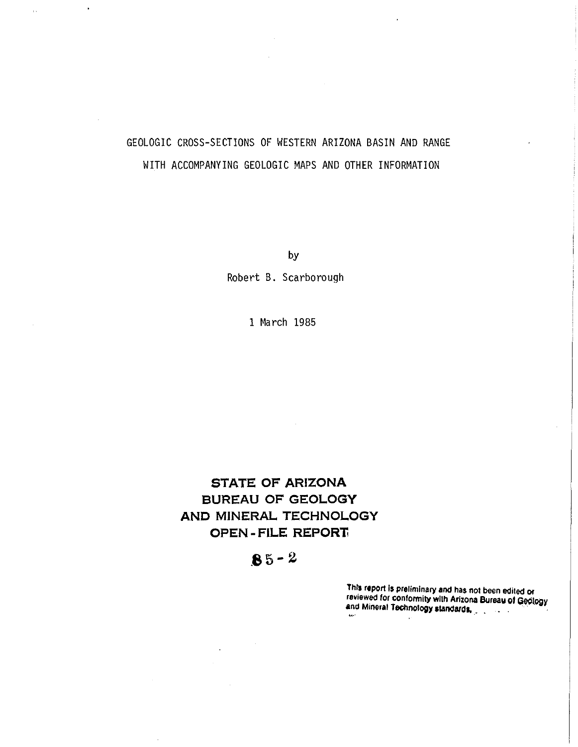# GEOLOGIC CROSS-SECTIONS OF WESTERN ARIZONA BASIN AND RANGE WITH ACCOMPANYING GEOLOGIC MAPS AND OTHER INFORMATION

by

Robert B. Scarborough

1 March 1985

**STATE OF ARIZONA**
**BUREAU OF GEOLOGY**
**AND MINERAL TECHNOLOGY**
**OPEN-FILE REPORT**

**85-2**

This report is preliminary and has not been edited or reviewed for conformity with Arizona Bureau of Geology and Mineral Technology standards.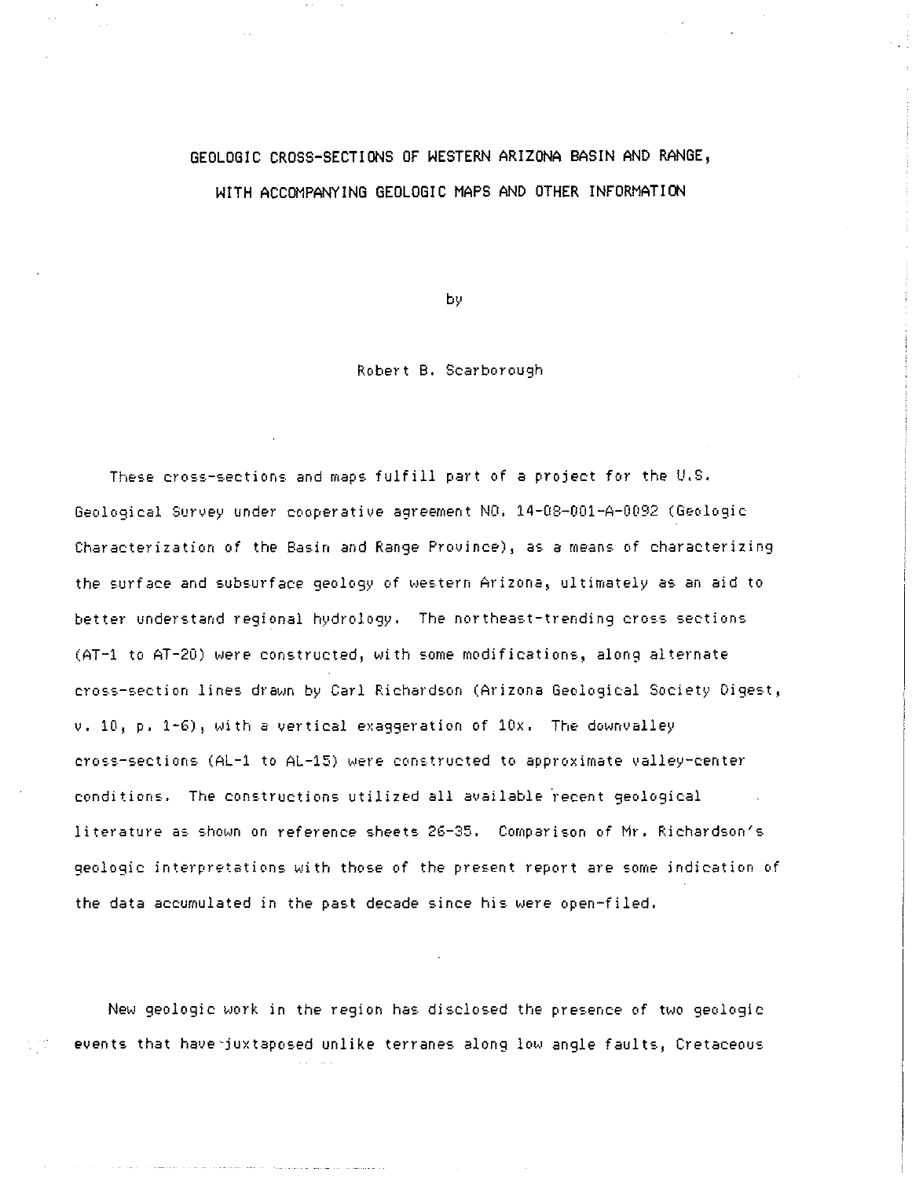# GEOLOGIC CROSS-SECTIONS OF WESTERN ARIZONA BASIN AND RANGE, WITH ACCOMPANYING GEOLOGIC MAPS AND OTHER INFORMATION

by

Robert B. Scarborough

These cross-sections and maps fulfill part of a project for the U.S. Geological Survey under cooperative agreement NO. 14-08-001-A-0092 (Geologic Characterization of the Basin and Range Province), as a means of characterizing the surface and subsurface geology of western Arizona, ultimately as an aid to better understand regional hydrology. The northeast-trending cross sections (AT-1 to AT-20) were constructed, with some modifications, along alternate cross-section lines drawn by Carl Richardson (Arizona Geological Society Digest, v. 10, p. 1-6), with a vertical exaggeration of 10x. The downvalley cross-sections (AL-1 to AL-15) were constructed to approximate valley-center conditions. The constructions utilized all available recent geological literature as shown on reference sheets 26-35. Comparison of Mr. Richardson's geologic interpretations with those of the present report are some indication of the data accumulated in the past decade since his were open-filed.

New geologic work in the region has disclosed the presence of two geologic events that have juxtaposed unlike terranes along low angle faults, Cretaceous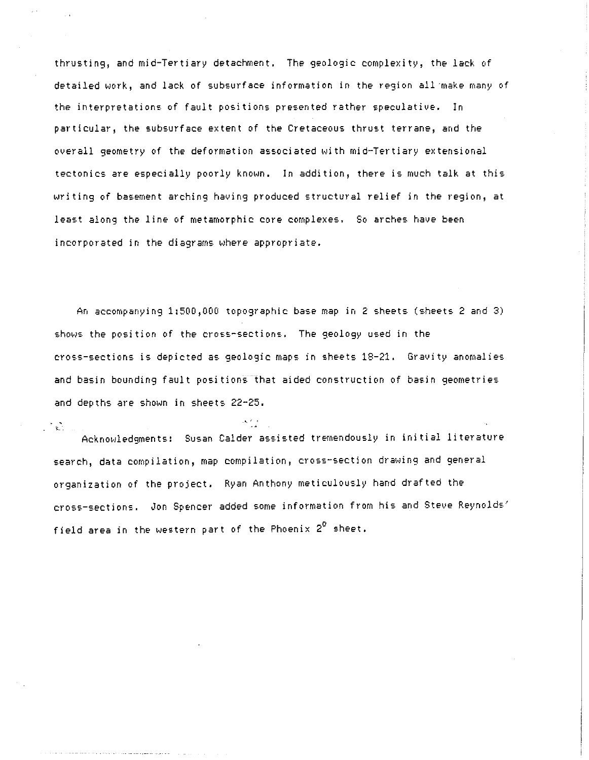thrusting, and mid-Tertiary detachment. The geologic complexity, the lack of detailed work, and lack of subsurface information in the region all make many of the interpretations of fault positions presented rather speculative. In particular, the subsurface extent of the Cretaceous thrust terrane, and the overall geometry of the deformation associated with mid-Tertiary extensional tectonics are especially poorly known. In addition, there is much talk at this writing of basement arching having produced structural relief in the region, at least along the line of metamorphic core complexes. So arches have been incorporated in the diagrams where appropriate.

An accompanying 1:500,000 topographic base map in 2 sheets (sheets 2 and 3) shows the position of the cross-sections. The geology used in the cross-sections is depicted as geologic maps in sheets 18-21. Gravity anomalies and basin bounding fault positions that aided construction of basin geometries and depths are shown in sheets 22-25.

Acknowledgments: Susan Calder assisted tremendously in initial literature search, data compilation, map compilation, cross-section drawing and general organization of the project. Ryan Anthony meticulously hand drafted the cross-sections. Jon Spencer added some information from his and Steve Reynolds' field area in the western part of the Phoenix $2^{\circ}$ sheet.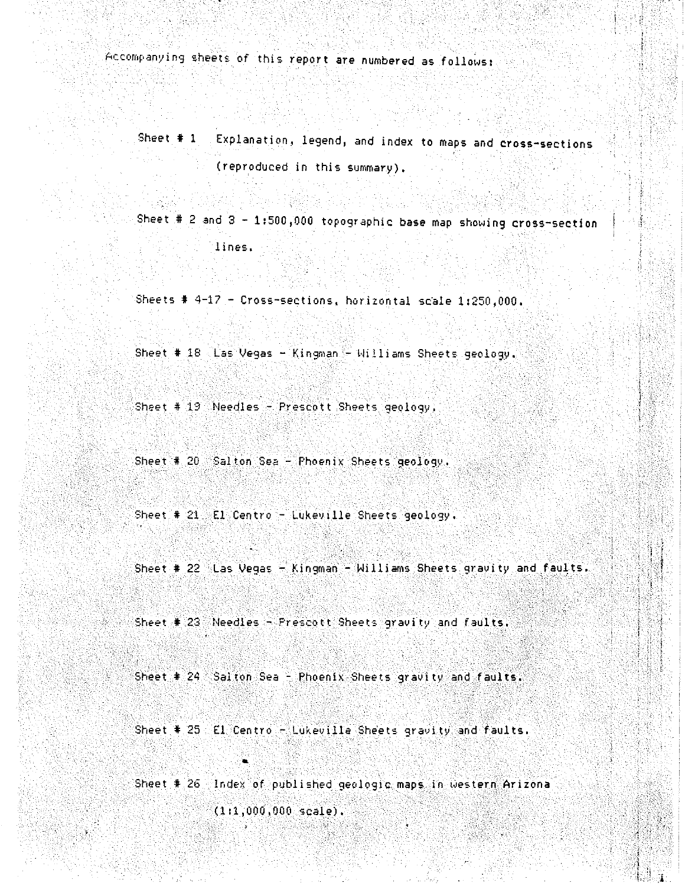Accompanying sheets of this report are numbered as follows:

Sheet # 1 Explanation, legend, and index to maps and cross-sections (reproduced in this summary).

Sheet # 2 and 3 - 1:500,000 topographic base map showing cross-section lines.

Sheets # 4-17 - Cross-sections, horizontal scale 1:250,000.

Sheet # 18 Las Vegas - Kingman - Williams Sheets geology.

Sheet # 19 Needles - Prescott Sheets geology.

Sheet # 20 Salton Sea - Phoenix Sheets geology.

Sheet # 21 El Centro - Lukeville Sheets geology.

Sheet # 22 Las Vegas - Kingman - Williams Sheets gravity and faults.

Sheet # 23 Needles - Prescott Sheets gravity and faults.

Sheet # 24 Salton Sea - Phoenix Sheets gravity and faults.

Sheet # 25 El Centro - Lukeville Sheets gravity and faults.

Sheet # 26 Index of published geologic maps in western Arizona (1:1,000,000 scale).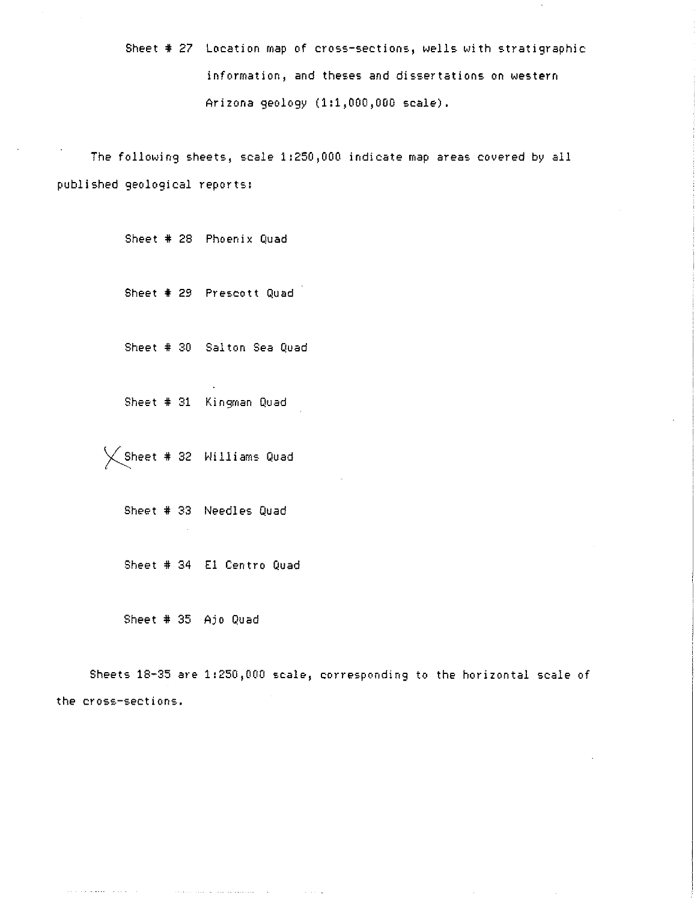Sheet # 27 Location map of cross-sections, wells with stratigraphic information, and theses and dissertations on western Arizona geology (1:1,000,000 scale).

The following sheets, scale 1:250,000 indicate map areas covered by all published geological reports:

Sheet # 28 Phoenix Quad

Sheet # 29 Prescott Quad

Sheet # 30 Salton Sea Quad

Sheet # 31 Kingman Quad

X Sheet # 32 Williams Quad

Sheet # 33 Needles Quad

Sheet # 34 El Centro Quad

Sheet # 35 Ajo Quad

Sheets 18-35 are 1:250,000 scale, corresponding to the horizontal scale of the cross-sections.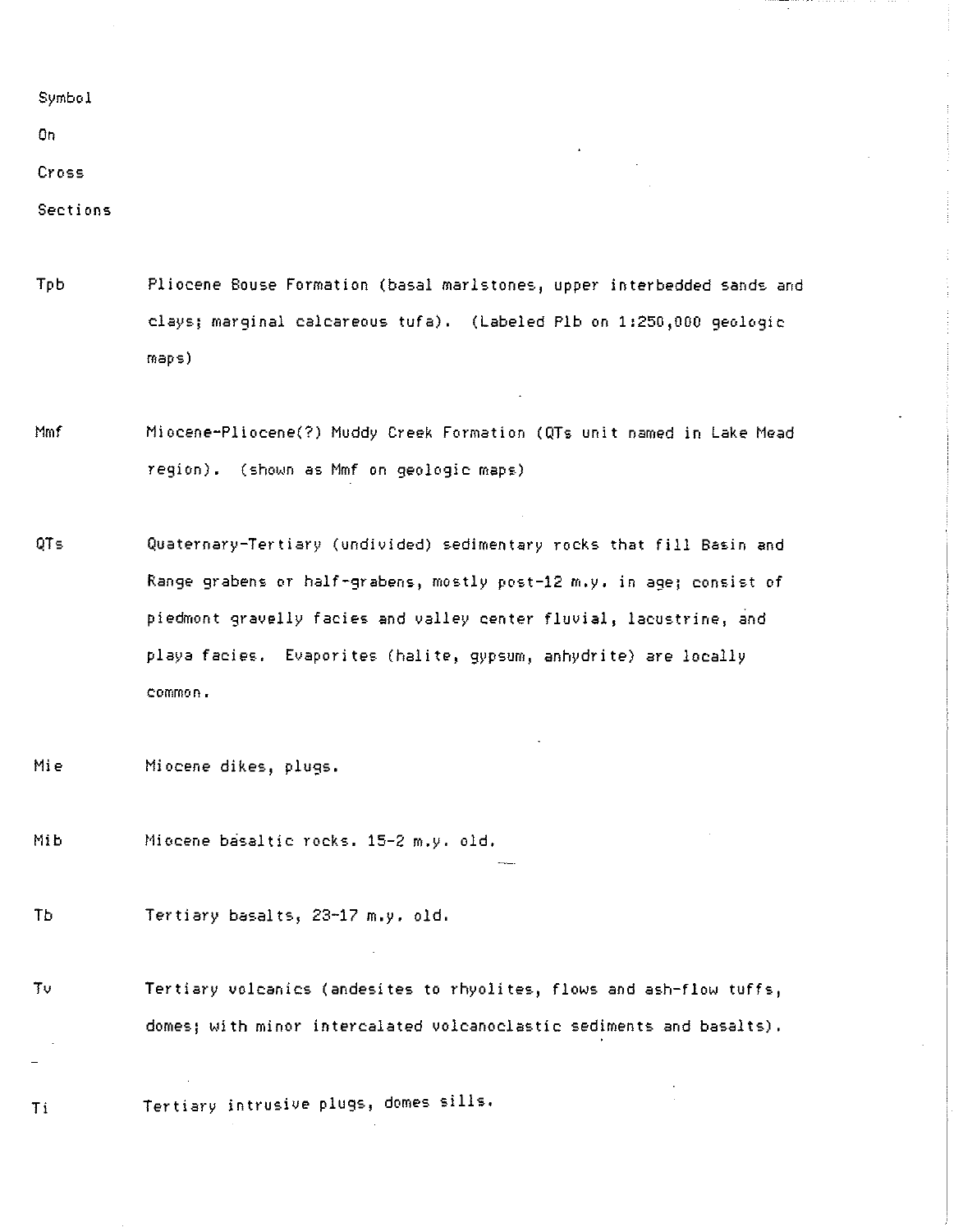Symbol

On

Cross

Sections

| | |
|---|---|
| Tpb | Pliocene Bouse Formation (basal marlstones, upper interbedded sands and clays; marginal calcareous tufa). (Labeled Plb on 1:250,000 geologic maps) |
| Mmf | Miocene-Pliocene(?) Muddy Creek Formation (QTs unit named in Lake Mead region). (shown as Mmf on geologic maps) |
| QTs | Quaternary-Tertiary (undivided) sedimentary rocks that fill Basin and Range grabens or half-grabens, mostly post-12 m.y. in age; consist of piedmont gravelly facies and valley center fluvial, lacustrine, and playa facies. Evaporites (halite, gypsum, anhydrite) are locally common. |
| Mie | Miocene dikes, plugs. |
| Mib | Miocene basaltic rocks. 15-2 m.y. old. |
| Tb | Tertiary basalts, 23-17 m.y. old. |
| Tv | Tertiary volcanics (andesites to rhyolites, flows and ash-flow tuffs, domes; with minor intercalated volcanoclastic sediments and basalts). |
| Ti | Tertiary intrusive plugs, domes sills. |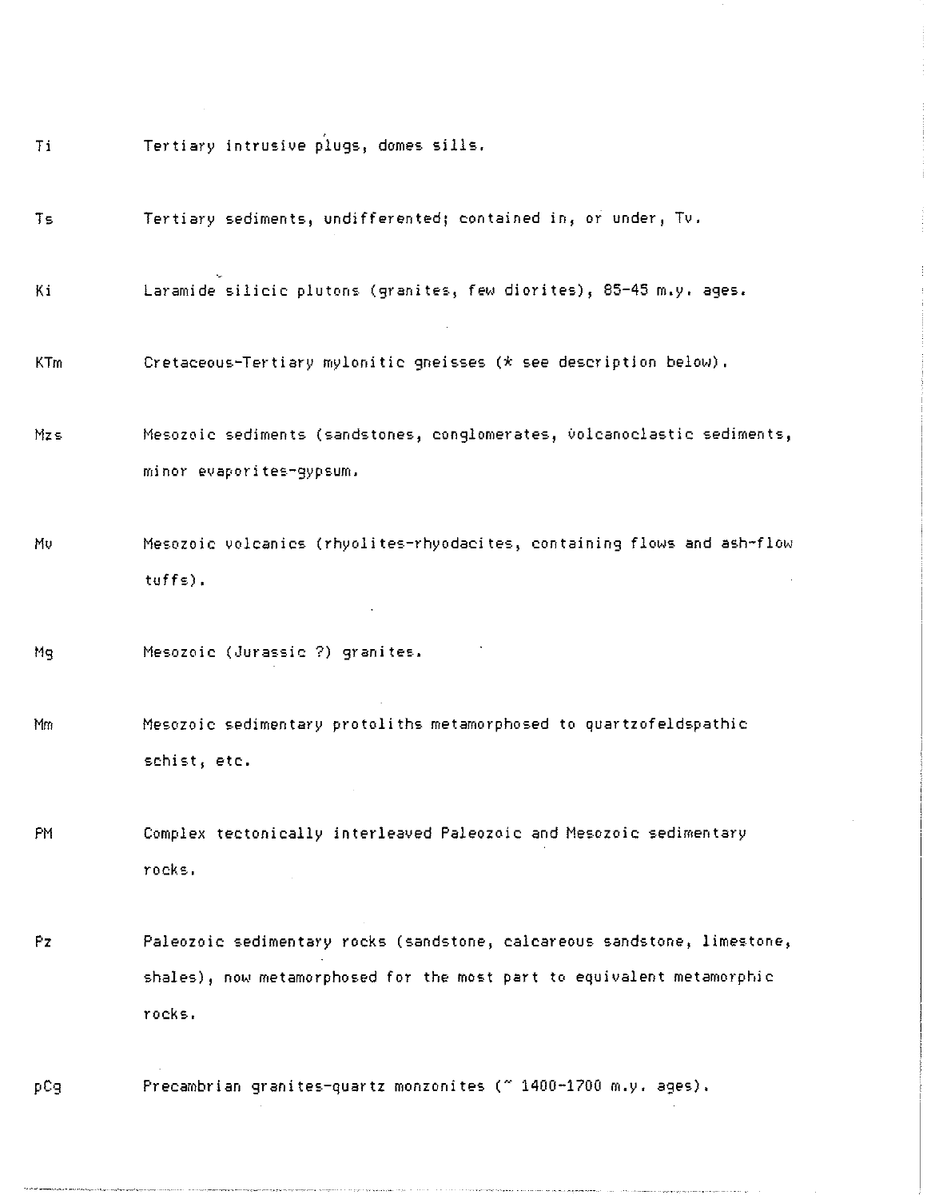| | |
|---|---|
| Ti | Tertiary intrusive plugs, domes sills. |
| Ts | Tertiary sediments, undifferented; contained in, or under, Tv. |
| Ki | Laramide silicic plutons (granites, few diorites), 85-45 m.y. ages. |
| KTm | Cretaceous-Tertiary mylonitic gneisses (* see description below). |
| Mzs | Mesozoic sediments (sandstones, conglomerates, volcanoclastic sediments, minor evaporites-gypsum. |
| Mv | Mesozoic volcanics (rhyolites-rhyodacites, containing flows and ash-flow tuffs). |
| Mg | Mesozoic (Jurassic ?) granites. |
| Mm | Mesozoic sedimentary protoliths metamorphosed to quartzofeldspathic schist, etc. |
| PM | Complex tectonically interleaved Paleozoic and Mesozoic sedimentary rocks. |
| Pz | Paleozoic sedimentary rocks (sandstone, calcareous sandstone, limestone, shales), now metamorphosed for the most part to equivalent metamorphic rocks. |
| pCg | Precambrian granites-quartz monzonites (~ 1400-1700 m.y. ages). |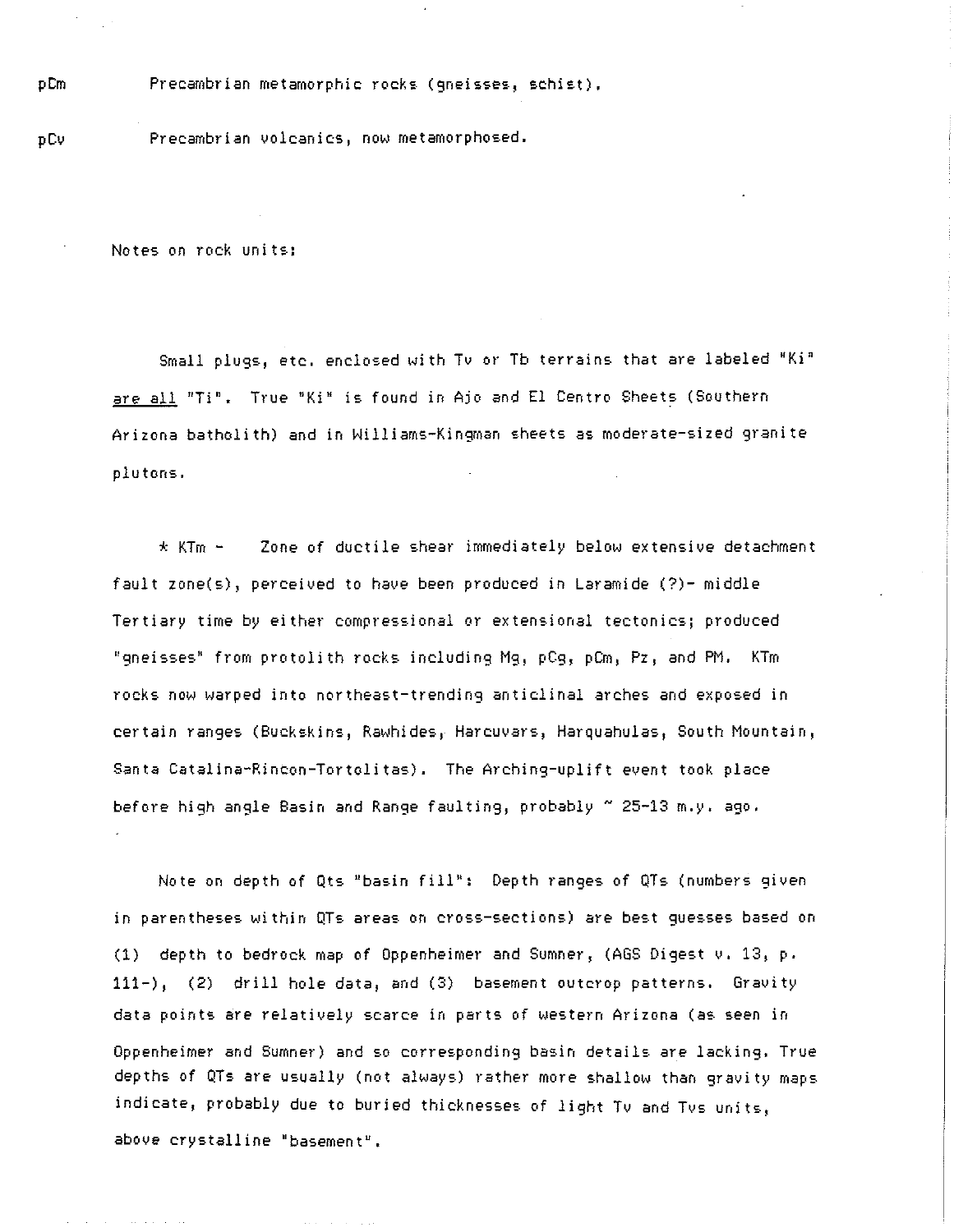pCm Precambrian metamorphic rocks (gneisses, schist).

pCv Precambrian volcanics, now metamorphosed.

Notes on rock units:

Small plugs, etc. enclosed with Tv or Tb terrains that are labeled "Ki" <u>are all</u> "Ti". True "Ki" is found in Ajo and El Centro Sheets (Southern Arizona batholith) and in Williams-Kingman sheets as moderate-sized granite plutons.

* KTm - Zone of ductile shear immediately below extensive detachment fault zone(s), perceived to have been produced in Laramide (?)- middle Tertiary time by either compressional or extensional tectonics; produced "gneisses" from protolith rocks including Mg, pCg, pCm, Pz, and PM. KTm rocks now warped into northeast-trending anticlinal arches and exposed in certain ranges (Buckskins, Rawhides, Harcuvars, Harquahulas, South Mountain, Santa Catalina-Rincon-Tortolitas). The Arching-uplift event took place before high angle Basin and Range faulting, probably ~ 25-13 m.y. ago.

Note on depth of Qts "basin fill": Depth ranges of QTs (numbers given in parentheses within QTs areas on cross-sections) are best guesses based on (1) depth to bedrock map of Oppenheimer and Sumner, (AGS Digest v. 13, p. 111-), (2) drill hole data, and (3) basement outcrop patterns. Gravity data points are relatively scarce in parts of western Arizona (as seen in Oppenheimer and Sumner) and so corresponding basin details are lacking. True depths of QTs are usually (not always) rather more shallow than gravity maps indicate, probably due to buried thicknesses of light Tv and Tvs units, above crystalline "basement".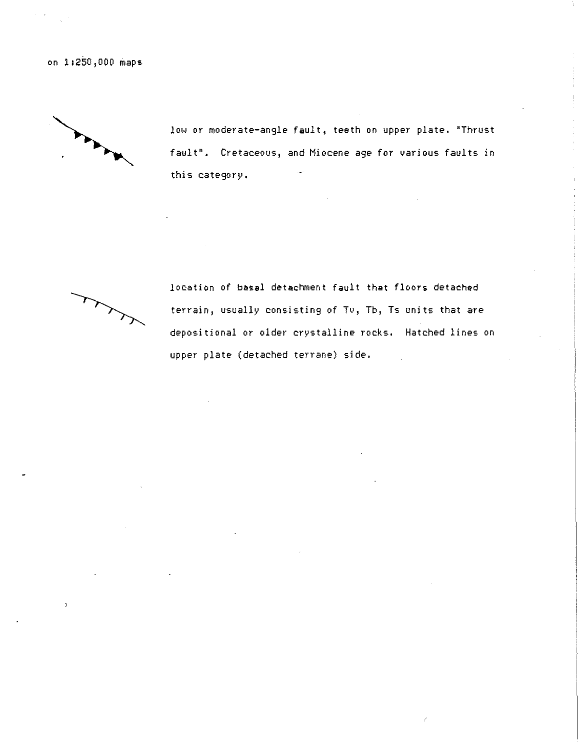on 1:250,000 maps

low or moderate-angle fault, teeth on upper plate. "Thrust fault". Cretaceous, and Miocene age for various faults in this category.

location of basal detachment fault that floors detached terrain, usually consisting of Tv, Tb, Ts units that are depositional or older crystalline rocks. Hatched lines on upper plate (detached terrane) side.